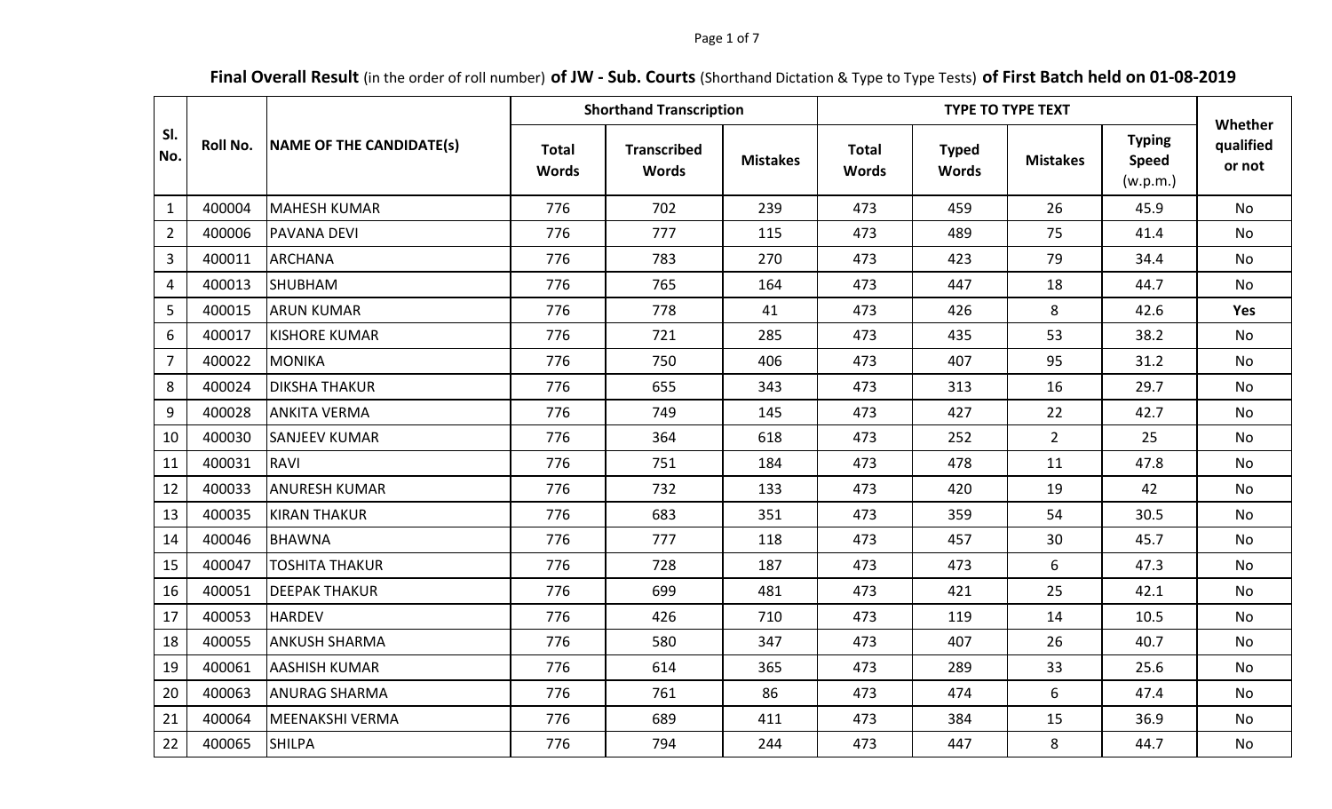**Final Overall Result** (in the order of roll number) **of JW - Sub. Courts** (Shorthand Dictation & Type to Type Tests) **of First Batch held on 01-08-2019**

| Sl. No. | Roll No. | NAME OF THE CANDIDATE(s) | Shorthand Transcription | | | TYPE TO TYPE TEXT | | | | Whether qualified or not |
|---|---|---|---|---|---|---|---|---|---|---|
| | | | Total Words | Transcribed Words | Mistakes | Total Words | Typed Words | Mistakes | Typing Speed (w.p.m.) | |
| 1 | 400004 | MAHESH KUMAR | 776 | 702 | 239 | 473 | 459 | 26 | 45.9 | No |
| 2 | 400006 | PAVANA DEVI | 776 | 777 | 115 | 473 | 489 | 75 | 41.4 | No |
| 3 | 400011 | ARCHANA | 776 | 783 | 270 | 473 | 423 | 79 | 34.4 | No |
| 4 | 400013 | SHUBHAM | 776 | 765 | 164 | 473 | 447 | 18 | 44.7 | No |
| 5 | 400015 | ARUN KUMAR | 776 | 778 | 41 | 473 | 426 | 8 | 42.6 | **Yes** |
| 6 | 400017 | KISHORE KUMAR | 776 | 721 | 285 | 473 | 435 | 53 | 38.2 | No |
| 7 | 400022 | MONIKA | 776 | 750 | 406 | 473 | 407 | 95 | 31.2 | No |
| 8 | 400024 | DIKSHA THAKUR | 776 | 655 | 343 | 473 | 313 | 16 | 29.7 | No |
| 9 | 400028 | ANKITA VERMA | 776 | 749 | 145 | 473 | 427 | 22 | 42.7 | No |
| 10 | 400030 | SANJEEV KUMAR | 776 | 364 | 618 | 473 | 252 | 2 | 25 | No |
| 11 | 400031 | RAVI | 776 | 751 | 184 | 473 | 478 | 11 | 47.8 | No |
| 12 | 400033 | ANURESH KUMAR | 776 | 732 | 133 | 473 | 420 | 19 | 42 | No |
| 13 | 400035 | KIRAN THAKUR | 776 | 683 | 351 | 473 | 359 | 54 | 30.5 | No |
| 14 | 400046 | BHAWNA | 776 | 777 | 118 | 473 | 457 | 30 | 45.7 | No |
| 15 | 400047 | TOSHITA THAKUR | 776 | 728 | 187 | 473 | 473 | 6 | 47.3 | No |
| 16 | 400051 | DEEPAK THAKUR | 776 | 699 | 481 | 473 | 421 | 25 | 42.1 | No |
| 17 | 400053 | HARDEV | 776 | 426 | 710 | 473 | 119 | 14 | 10.5 | No |
| 18 | 400055 | ANKUSH SHARMA | 776 | 580 | 347 | 473 | 407 | 26 | 40.7 | No |
| 19 | 400061 | AASHISH KUMAR | 776 | 614 | 365 | 473 | 289 | 33 | 25.6 | No |
| 20 | 400063 | ANURAG SHARMA | 776 | 761 | 86 | 473 | 474 | 6 | 47.4 | No |
| 21 | 400064 | MEENAKSHI VERMA | 776 | 689 | 411 | 473 | 384 | 15 | 36.9 | No |
| 22 | 400065 | SHILPA | 776 | 794 | 244 | 473 | 447 | 8 | 44.7 | No |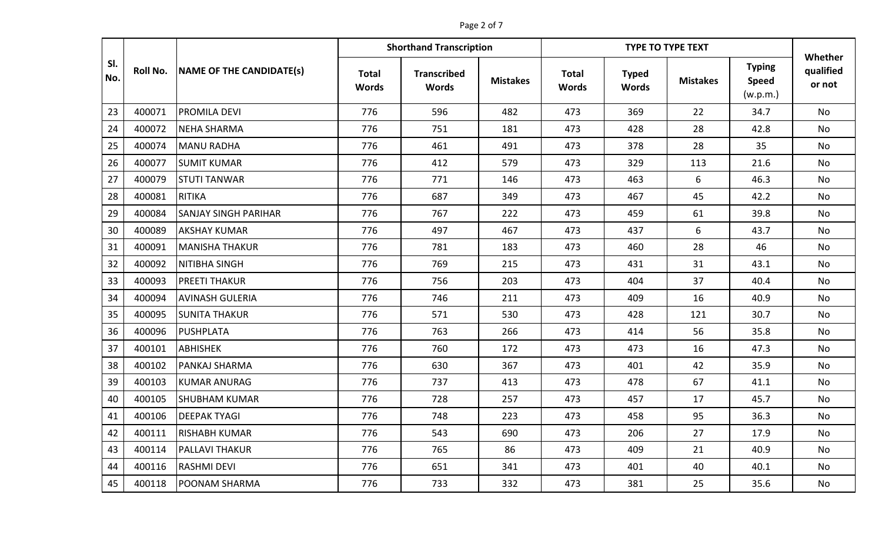| Sl. No. | Roll No. | NAME OF THE CANDIDATE(s) | Shorthand Transcription | | | TYPE TO TYPE TEXT | | | | Whether qualified or not |
|---|---|---|---|---|---|---|---|---|---|---|
| | | | Total Words | Transcribed Words | Mistakes | Total Words | Typed Words | Mistakes | Typing Speed (w.p.m.) | |
| 23 | 400071 | PROMILA DEVI | 776 | 596 | 482 | 473 | 369 | 22 | 34.7 | No |
| 24 | 400072 | NEHA SHARMA | 776 | 751 | 181 | 473 | 428 | 28 | 42.8 | No |
| 25 | 400074 | MANU RADHA | 776 | 461 | 491 | 473 | 378 | 28 | 35 | No |
| 26 | 400077 | SUMIT KUMAR | 776 | 412 | 579 | 473 | 329 | 113 | 21.6 | No |
| 27 | 400079 | STUTI TANWAR | 776 | 771 | 146 | 473 | 463 | 6 | 46.3 | No |
| 28 | 400081 | RITIKA | 776 | 687 | 349 | 473 | 467 | 45 | 42.2 | No |
| 29 | 400084 | SANJAY SINGH PARIHAR | 776 | 767 | 222 | 473 | 459 | 61 | 39.8 | No |
| 30 | 400089 | AKSHAY KUMAR | 776 | 497 | 467 | 473 | 437 | 6 | 43.7 | No |
| 31 | 400091 | MANISHA THAKUR | 776 | 781 | 183 | 473 | 460 | 28 | 46 | No |
| 32 | 400092 | NITIBHA SINGH | 776 | 769 | 215 | 473 | 431 | 31 | 43.1 | No |
| 33 | 400093 | PREETI THAKUR | 776 | 756 | 203 | 473 | 404 | 37 | 40.4 | No |
| 34 | 400094 | AVINASH GULERIA | 776 | 746 | 211 | 473 | 409 | 16 | 40.9 | No |
| 35 | 400095 | SUNITA THAKUR | 776 | 571 | 530 | 473 | 428 | 121 | 30.7 | No |
| 36 | 400096 | PUSHPLATA | 776 | 763 | 266 | 473 | 414 | 56 | 35.8 | No |
| 37 | 400101 | ABHISHEK | 776 | 760 | 172 | 473 | 473 | 16 | 47.3 | No |
| 38 | 400102 | PANKAJ SHARMA | 776 | 630 | 367 | 473 | 401 | 42 | 35.9 | No |
| 39 | 400103 | KUMAR ANURAG | 776 | 737 | 413 | 473 | 478 | 67 | 41.1 | No |
| 40 | 400105 | SHUBHAM KUMAR | 776 | 728 | 257 | 473 | 457 | 17 | 45.7 | No |
| 41 | 400106 | DEEPAK TYAGI | 776 | 748 | 223 | 473 | 458 | 95 | 36.3 | No |
| 42 | 400111 | RISHABH KUMAR | 776 | 543 | 690 | 473 | 206 | 27 | 17.9 | No |
| 43 | 400114 | PALLAVI THAKUR | 776 | 765 | 86 | 473 | 409 | 21 | 40.9 | No |
| 44 | 400116 | RASHMI DEVI | 776 | 651 | 341 | 473 | 401 | 40 | 40.1 | No |
| 45 | 400118 | POONAM SHARMA | 776 | 733 | 332 | 473 | 381 | 25 | 35.6 | No |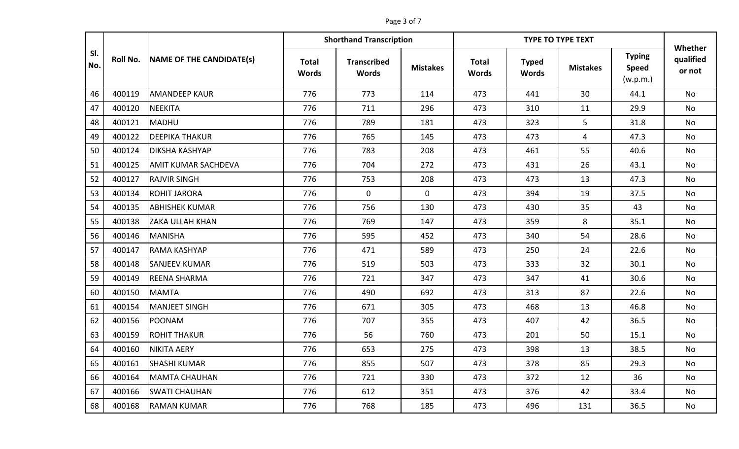| Sl. No. | Roll No. | NAME OF THE CANDIDATE(s) | Shorthand Transcription | | | TYPE TO TYPE TEXT | | | | Whether qualified or not |
|---|---|---|---|---|---|---|---|---|---|---|
| | | | Total Words | Transcribed Words | Mistakes | Total Words | Typed Words | Mistakes | Typing Speed (w.p.m.) | |
| 46 | 400119 | AMANDEEP KAUR | 776 | 773 | 114 | 473 | 441 | 30 | 44.1 | No |
| 47 | 400120 | NEEKITA | 776 | 711 | 296 | 473 | 310 | 11 | 29.9 | No |
| 48 | 400121 | MADHU | 776 | 789 | 181 | 473 | 323 | 5 | 31.8 | No |
| 49 | 400122 | DEEPIKA THAKUR | 776 | 765 | 145 | 473 | 473 | 4 | 47.3 | No |
| 50 | 400124 | DIKSHA KASHYAP | 776 | 783 | 208 | 473 | 461 | 55 | 40.6 | No |
| 51 | 400125 | AMIT KUMAR SACHDEVA | 776 | 704 | 272 | 473 | 431 | 26 | 43.1 | No |
| 52 | 400127 | RAJVIR SINGH | 776 | 753 | 208 | 473 | 473 | 13 | 47.3 | No |
| 53 | 400134 | ROHIT JARORA | 776 | 0 | 0 | 473 | 394 | 19 | 37.5 | No |
| 54 | 400135 | ABHISHEK KUMAR | 776 | 756 | 130 | 473 | 430 | 35 | 43 | No |
| 55 | 400138 | ZAKA ULLAH KHAN | 776 | 769 | 147 | 473 | 359 | 8 | 35.1 | No |
| 56 | 400146 | MANISHA | 776 | 595 | 452 | 473 | 340 | 54 | 28.6 | No |
| 57 | 400147 | RAMA KASHYAP | 776 | 471 | 589 | 473 | 250 | 24 | 22.6 | No |
| 58 | 400148 | SANJEEV KUMAR | 776 | 519 | 503 | 473 | 333 | 32 | 30.1 | No |
| 59 | 400149 | REENA SHARMA | 776 | 721 | 347 | 473 | 347 | 41 | 30.6 | No |
| 60 | 400150 | MAMTA | 776 | 490 | 692 | 473 | 313 | 87 | 22.6 | No |
| 61 | 400154 | MANJEET SINGH | 776 | 671 | 305 | 473 | 468 | 13 | 46.8 | No |
| 62 | 400156 | POONAM | 776 | 707 | 355 | 473 | 407 | 42 | 36.5 | No |
| 63 | 400159 | ROHIT THAKUR | 776 | 56 | 760 | 473 | 201 | 50 | 15.1 | No |
| 64 | 400160 | NIKITA AERY | 776 | 653 | 275 | 473 | 398 | 13 | 38.5 | No |
| 65 | 400161 | SHASHI KUMAR | 776 | 855 | 507 | 473 | 378 | 85 | 29.3 | No |
| 66 | 400164 | MAMTA CHAUHAN | 776 | 721 | 330 | 473 | 372 | 12 | 36 | No |
| 67 | 400166 | SWATI CHAUHAN | 776 | 612 | 351 | 473 | 376 | 42 | 33.4 | No |
| 68 | 400168 | RAMAN KUMAR | 776 | 768 | 185 | 473 | 496 | 131 | 36.5 | No |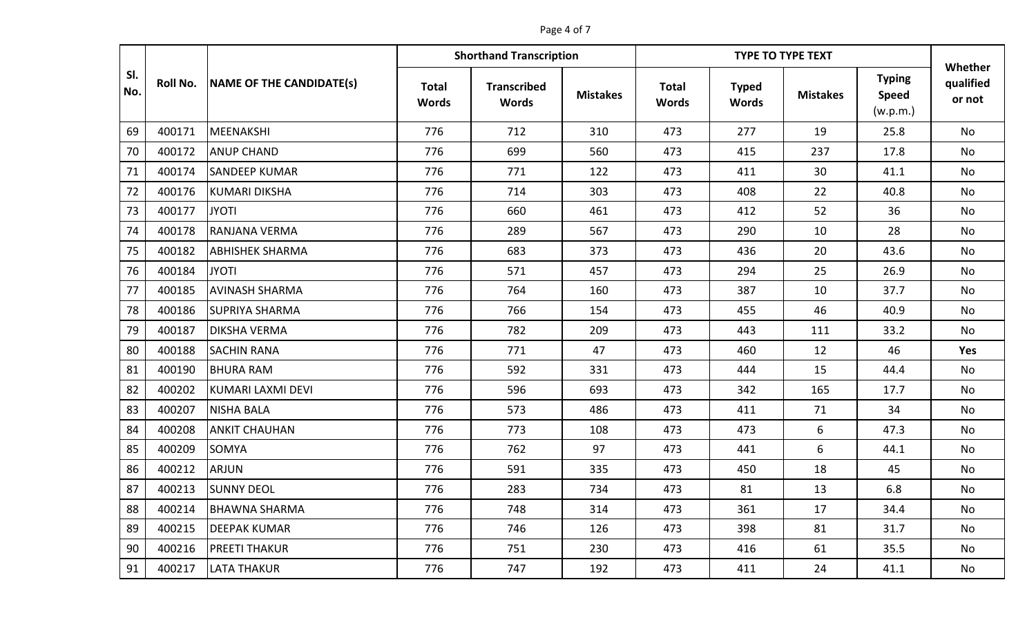| Sl. No. | Roll No. | NAME OF THE CANDIDATE(s) | Shorthand Transcription | | | TYPE TO TYPE TEXT | | | | Whether qualified or not |
|---|---|---|---|---|---|---|---|---|---|---|
| | | | Total Words | Transcribed Words | Mistakes | Total Words | Typed Words | Mistakes | Typing Speed (w.p.m.) | |
| 69 | 400171 | MEENAKSHI | 776 | 712 | 310 | 473 | 277 | 19 | 25.8 | No |
| 70 | 400172 | ANUP CHAND | 776 | 699 | 560 | 473 | 415 | 237 | 17.8 | No |
| 71 | 400174 | SANDEEP KUMAR | 776 | 771 | 122 | 473 | 411 | 30 | 41.1 | No |
| 72 | 400176 | KUMARI DIKSHA | 776 | 714 | 303 | 473 | 408 | 22 | 40.8 | No |
| 73 | 400177 | JYOTI | 776 | 660 | 461 | 473 | 412 | 52 | 36 | No |
| 74 | 400178 | RANJANA VERMA | 776 | 289 | 567 | 473 | 290 | 10 | 28 | No |
| 75 | 400182 | ABHISHEK SHARMA | 776 | 683 | 373 | 473 | 436 | 20 | 43.6 | No |
| 76 | 400184 | JYOTI | 776 | 571 | 457 | 473 | 294 | 25 | 26.9 | No |
| 77 | 400185 | AVINASH SHARMA | 776 | 764 | 160 | 473 | 387 | 10 | 37.7 | No |
| 78 | 400186 | SUPRIYA SHARMA | 776 | 766 | 154 | 473 | 455 | 46 | 40.9 | No |
| 79 | 400187 | DIKSHA VERMA | 776 | 782 | 209 | 473 | 443 | 111 | 33.2 | No |
| 80 | 400188 | SACHIN RANA | 776 | 771 | 47 | 473 | 460 | 12 | 46 | **Yes** |
| 81 | 400190 | BHURA RAM | 776 | 592 | 331 | 473 | 444 | 15 | 44.4 | No |
| 82 | 400202 | KUMARI LAXMI DEVI | 776 | 596 | 693 | 473 | 342 | 165 | 17.7 | No |
| 83 | 400207 | NISHA BALA | 776 | 573 | 486 | 473 | 411 | 71 | 34 | No |
| 84 | 400208 | ANKIT CHAUHAN | 776 | 773 | 108 | 473 | 473 | 6 | 47.3 | No |
| 85 | 400209 | SOMYA | 776 | 762 | 97 | 473 | 441 | 6 | 44.1 | No |
| 86 | 400212 | ARJUN | 776 | 591 | 335 | 473 | 450 | 18 | 45 | No |
| 87 | 400213 | SUNNY DEOL | 776 | 283 | 734 | 473 | 81 | 13 | 6.8 | No |
| 88 | 400214 | BHAWNA SHARMA | 776 | 748 | 314 | 473 | 361 | 17 | 34.4 | No |
| 89 | 400215 | DEEPAK KUMAR | 776 | 746 | 126 | 473 | 398 | 81 | 31.7 | No |
| 90 | 400216 | PREETI THAKUR | 776 | 751 | 230 | 473 | 416 | 61 | 35.5 | No |
| 91 | 400217 | LATA THAKUR | 776 | 747 | 192 | 473 | 411 | 24 | 41.1 | No |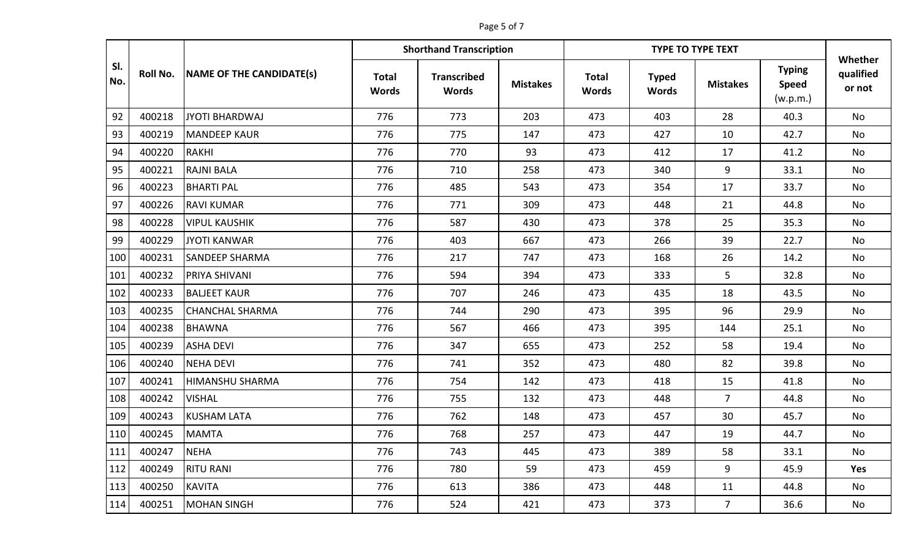| Sl. No. | Roll No. | NAME OF THE CANDIDATE(s) | Shorthand Transcription | | | TYPE TO TYPE TEXT | | | | Whether qualified or not |
|---|---|---|---|---|---|---|---|---|---|---|
| | | | Total Words | Transcribed Words | Mistakes | Total Words | Typed Words | Mistakes | Typing Speed (w.p.m.) | |
| 92 | 400218 | JYOTI BHARDWAJ | 776 | 773 | 203 | 473 | 403 | 28 | 40.3 | No |
| 93 | 400219 | MANDEEP KAUR | 776 | 775 | 147 | 473 | 427 | 10 | 42.7 | No |
| 94 | 400220 | RAKHI | 776 | 770 | 93 | 473 | 412 | 17 | 41.2 | No |
| 95 | 400221 | RAJNI BALA | 776 | 710 | 258 | 473 | 340 | 9 | 33.1 | No |
| 96 | 400223 | BHARTI PAL | 776 | 485 | 543 | 473 | 354 | 17 | 33.7 | No |
| 97 | 400226 | RAVI KUMAR | 776 | 771 | 309 | 473 | 448 | 21 | 44.8 | No |
| 98 | 400228 | VIPUL KAUSHIK | 776 | 587 | 430 | 473 | 378 | 25 | 35.3 | No |
| 99 | 400229 | JYOTI KANWAR | 776 | 403 | 667 | 473 | 266 | 39 | 22.7 | No |
| 100 | 400231 | SANDEEP SHARMA | 776 | 217 | 747 | 473 | 168 | 26 | 14.2 | No |
| 101 | 400232 | PRIYA SHIVANI | 776 | 594 | 394 | 473 | 333 | 5 | 32.8 | No |
| 102 | 400233 | BALJEET KAUR | 776 | 707 | 246 | 473 | 435 | 18 | 43.5 | No |
| 103 | 400235 | CHANCHAL SHARMA | 776 | 744 | 290 | 473 | 395 | 96 | 29.9 | No |
| 104 | 400238 | BHAWNA | 776 | 567 | 466 | 473 | 395 | 144 | 25.1 | No |
| 105 | 400239 | ASHA DEVI | 776 | 347 | 655 | 473 | 252 | 58 | 19.4 | No |
| 106 | 400240 | NEHA DEVI | 776 | 741 | 352 | 473 | 480 | 82 | 39.8 | No |
| 107 | 400241 | HIMANSHU SHARMA | 776 | 754 | 142 | 473 | 418 | 15 | 41.8 | No |
| 108 | 400242 | VISHAL | 776 | 755 | 132 | 473 | 448 | 7 | 44.8 | No |
| 109 | 400243 | KUSHAM LATA | 776 | 762 | 148 | 473 | 457 | 30 | 45.7 | No |
| 110 | 400245 | MAMTA | 776 | 768 | 257 | 473 | 447 | 19 | 44.7 | No |
| 111 | 400247 | NEHA | 776 | 743 | 445 | 473 | 389 | 58 | 33.1 | No |
| 112 | 400249 | RITU RANI | 776 | 780 | 59 | 473 | 459 | 9 | 45.9 | **Yes** |
| 113 | 400250 | KAVITA | 776 | 613 | 386 | 473 | 448 | 11 | 44.8 | No |
| 114 | 400251 | MOHAN SINGH | 776 | 524 | 421 | 473 | 373 | 7 | 36.6 | No |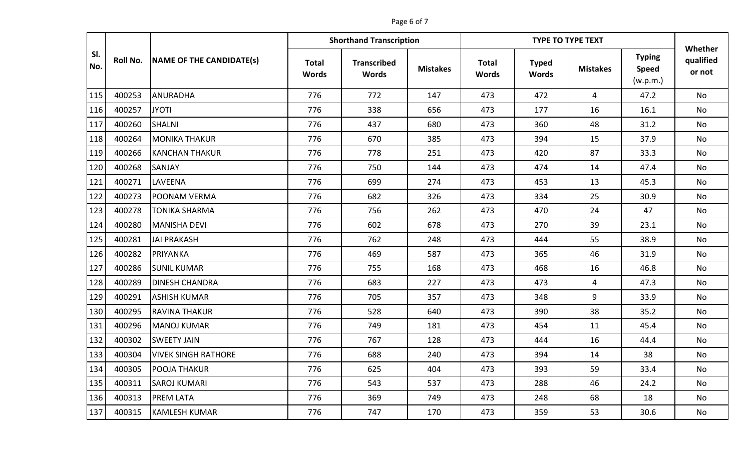| Sl. No. | Roll No. | NAME OF THE CANDIDATE(s) | Shorthand Transcription | | | TYPE TO TYPE TEXT | | | | Whether qualified or not |
|---|---|---|---|---|---|---|---|---|---|---|
| | | | Total Words | Transcribed Words | Mistakes | Total Words | Typed Words | Mistakes | Typing Speed (w.p.m.) | |
| 115 | 400253 | ANURADHA | 776 | 772 | 147 | 473 | 472 | 4 | 47.2 | No |
| 116 | 400257 | JYOTI | 776 | 338 | 656 | 473 | 177 | 16 | 16.1 | No |
| 117 | 400260 | SHALNI | 776 | 437 | 680 | 473 | 360 | 48 | 31.2 | No |
| 118 | 400264 | MONIKA THAKUR | 776 | 670 | 385 | 473 | 394 | 15 | 37.9 | No |
| 119 | 400266 | KANCHAN THAKUR | 776 | 778 | 251 | 473 | 420 | 87 | 33.3 | No |
| 120 | 400268 | SANJAY | 776 | 750 | 144 | 473 | 474 | 14 | 47.4 | No |
| 121 | 400271 | LAVEENA | 776 | 699 | 274 | 473 | 453 | 13 | 45.3 | No |
| 122 | 400273 | POONAM VERMA | 776 | 682 | 326 | 473 | 334 | 25 | 30.9 | No |
| 123 | 400278 | TONIKA SHARMA | 776 | 756 | 262 | 473 | 470 | 24 | 47 | No |
| 124 | 400280 | MANISHA DEVI | 776 | 602 | 678 | 473 | 270 | 39 | 23.1 | No |
| 125 | 400281 | JAI PRAKASH | 776 | 762 | 248 | 473 | 444 | 55 | 38.9 | No |
| 126 | 400282 | PRIYANKA | 776 | 469 | 587 | 473 | 365 | 46 | 31.9 | No |
| 127 | 400286 | SUNIL KUMAR | 776 | 755 | 168 | 473 | 468 | 16 | 46.8 | No |
| 128 | 400289 | DINESH CHANDRA | 776 | 683 | 227 | 473 | 473 | 4 | 47.3 | No |
| 129 | 400291 | ASHISH KUMAR | 776 | 705 | 357 | 473 | 348 | 9 | 33.9 | No |
| 130 | 400295 | RAVINA THAKUR | 776 | 528 | 640 | 473 | 390 | 38 | 35.2 | No |
| 131 | 400296 | MANOJ KUMAR | 776 | 749 | 181 | 473 | 454 | 11 | 45.4 | No |
| 132 | 400302 | SWEETY JAIN | 776 | 767 | 128 | 473 | 444 | 16 | 44.4 | No |
| 133 | 400304 | VIVEK SINGH RATHORE | 776 | 688 | 240 | 473 | 394 | 14 | 38 | No |
| 134 | 400305 | POOJA THAKUR | 776 | 625 | 404 | 473 | 393 | 59 | 33.4 | No |
| 135 | 400311 | SAROJ KUMARI | 776 | 543 | 537 | 473 | 288 | 46 | 24.2 | No |
| 136 | 400313 | PREM LATA | 776 | 369 | 749 | 473 | 248 | 68 | 18 | No |
| 137 | 400315 | KAMLESH KUMAR | 776 | 747 | 170 | 473 | 359 | 53 | 30.6 | No |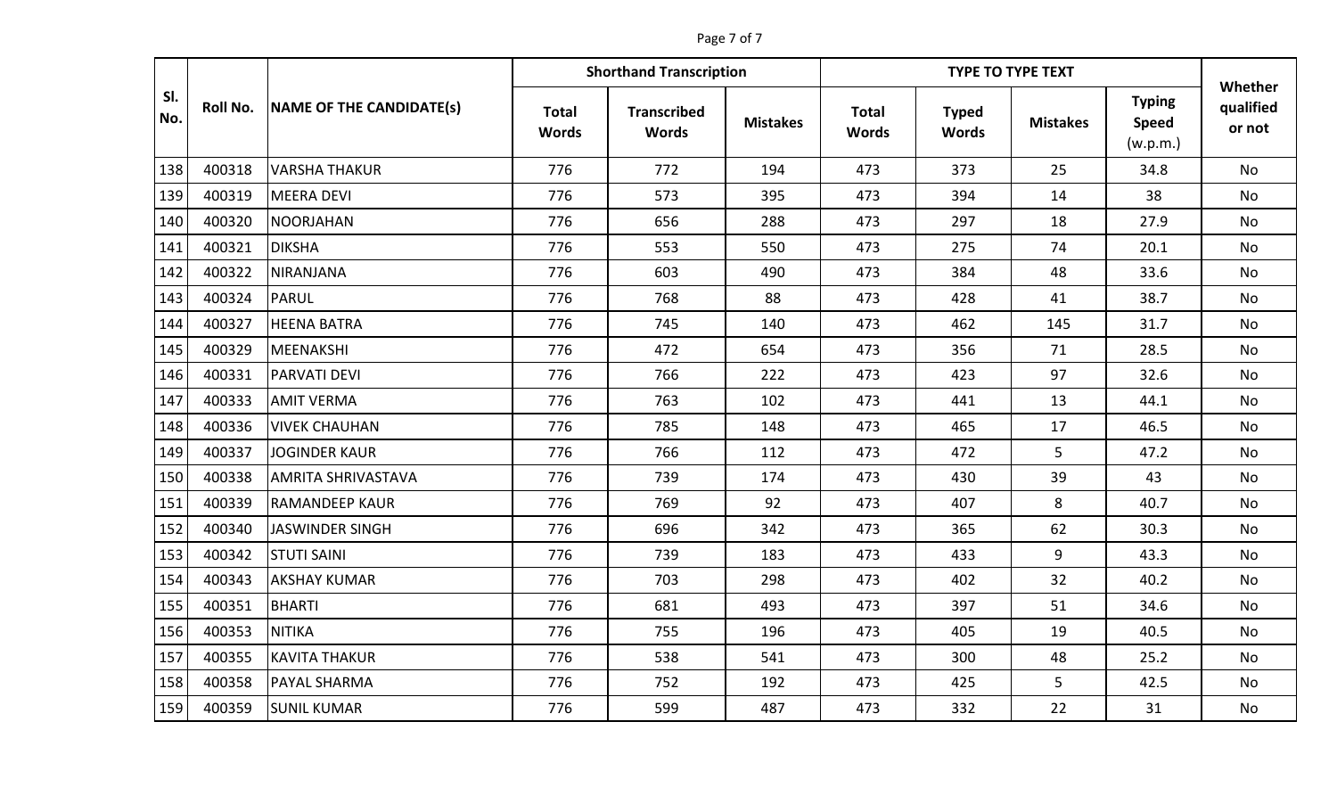| Sl. No. | Roll No. | NAME OF THE CANDIDATE(s) | Shorthand Transcription | | | TYPE TO TYPE TEXT | | | | Whether qualified or not |
|---|---|---|---|---|---|---|---|---|---|---|
| | | | Total Words | Transcribed Words | Mistakes | Total Words | Typed Words | Mistakes | Typing Speed (w.p.m.) | |
| 138 | 400318 | VARSHA THAKUR | 776 | 772 | 194 | 473 | 373 | 25 | 34.8 | No |
| 139 | 400319 | MEERA DEVI | 776 | 573 | 395 | 473 | 394 | 14 | 38 | No |
| 140 | 400320 | NOORJAHAN | 776 | 656 | 288 | 473 | 297 | 18 | 27.9 | No |
| 141 | 400321 | DIKSHA | 776 | 553 | 550 | 473 | 275 | 74 | 20.1 | No |
| 142 | 400322 | NIRANJANA | 776 | 603 | 490 | 473 | 384 | 48 | 33.6 | No |
| 143 | 400324 | PARUL | 776 | 768 | 88 | 473 | 428 | 41 | 38.7 | No |
| 144 | 400327 | HEENA BATRA | 776 | 745 | 140 | 473 | 462 | 145 | 31.7 | No |
| 145 | 400329 | MEENAKSHI | 776 | 472 | 654 | 473 | 356 | 71 | 28.5 | No |
| 146 | 400331 | PARVATI DEVI | 776 | 766 | 222 | 473 | 423 | 97 | 32.6 | No |
| 147 | 400333 | AMIT VERMA | 776 | 763 | 102 | 473 | 441 | 13 | 44.1 | No |
| 148 | 400336 | VIVEK CHAUHAN | 776 | 785 | 148 | 473 | 465 | 17 | 46.5 | No |
| 149 | 400337 | JOGINDER KAUR | 776 | 766 | 112 | 473 | 472 | 5 | 47.2 | No |
| 150 | 400338 | AMRITA SHRIVASTAVA | 776 | 739 | 174 | 473 | 430 | 39 | 43 | No |
| 151 | 400339 | RAMANDEEP KAUR | 776 | 769 | 92 | 473 | 407 | 8 | 40.7 | No |
| 152 | 400340 | JASWINDER SINGH | 776 | 696 | 342 | 473 | 365 | 62 | 30.3 | No |
| 153 | 400342 | STUTI SAINI | 776 | 739 | 183 | 473 | 433 | 9 | 43.3 | No |
| 154 | 400343 | AKSHAY KUMAR | 776 | 703 | 298 | 473 | 402 | 32 | 40.2 | No |
| 155 | 400351 | BHARTI | 776 | 681 | 493 | 473 | 397 | 51 | 34.6 | No |
| 156 | 400353 | NITIKA | 776 | 755 | 196 | 473 | 405 | 19 | 40.5 | No |
| 157 | 400355 | KAVITA THAKUR | 776 | 538 | 541 | 473 | 300 | 48 | 25.2 | No |
| 158 | 400358 | PAYAL SHARMA | 776 | 752 | 192 | 473 | 425 | 5 | 42.5 | No |
| 159 | 400359 | SUNIL KUMAR | 776 | 599 | 487 | 473 | 332 | 22 | 31 | No |